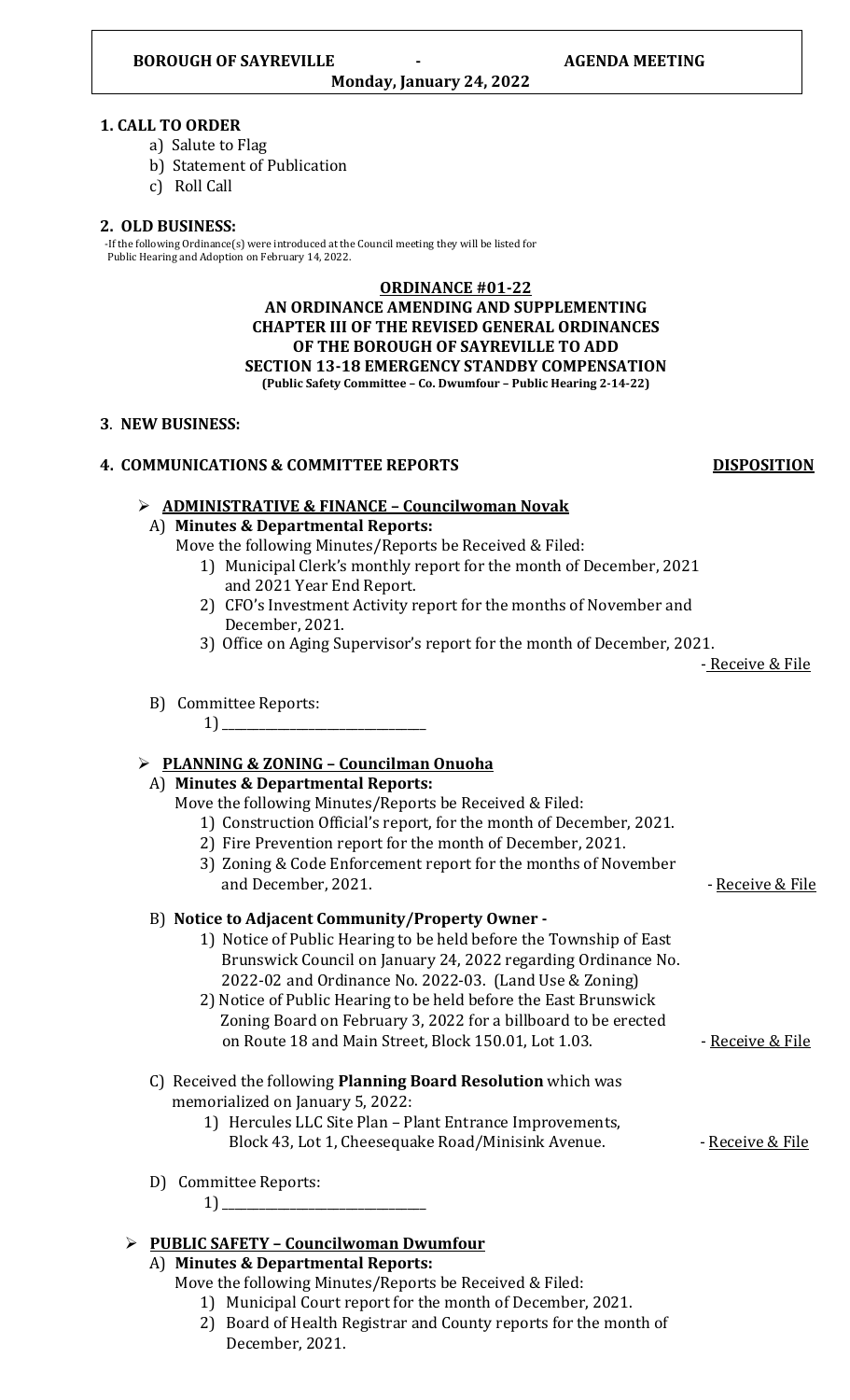**BOROUGH OF SAYREVILLE - AGENDA MEETING**
**Monday, January 24, 2022**

## 1. CALL TO ORDER

a) Salute to Flag
b) Statement of Publication
c) Roll Call

## 2. OLD BUSINESS:

-If the following Ordinance(s) were introduced at the Council meeting they will be listed for Public Hearing and Adoption on February 14, 2022.

**ORDINANCE #01-22**
**AN ORDINANCE AMENDING AND SUPPLEMENTING CHAPTER III OF THE REVISED GENERAL ORDINANCES OF THE BOROUGH OF SAYREVILLE TO ADD SECTION 13-18 EMERGENCY STANDBY COMPENSATION**
**(Public Safety Committee – Co. Dwumfour – Public Hearing 2-14-22)**

## 3. NEW BUSINESS:

## 4. COMMUNICATIONS & COMMITTEE REPORTS — DISPOSITION

- **ADMINISTRATIVE & FINANCE – Councilwoman Novak**

A) **Minutes & Departmental Reports:**
Move the following Minutes/Reports be Received & Filed:
1) Municipal Clerk's monthly report for the month of December, 2021 and 2021 Year End Report.
2) CFO's Investment Activity report for the months of November and December, 2021.
3) Office on Aging Supervisor's report for the month of December, 2021. - Receive & File

B) Committee Reports:
1) ________________

- **PLANNING & ZONING – Councilman Onuoha**

A) **Minutes & Departmental Reports:**
Move the following Minutes/Reports be Received & Filed:
1) Construction Official's report, for the month of December, 2021.
2) Fire Prevention report for the month of December, 2021.
3) Zoning & Code Enforcement report for the months of November and December, 2021. - Receive & File

B) **Notice to Adjacent Community/Property Owner -**
1) Notice of Public Hearing to be held before the Township of East Brunswick Council on January 24, 2022 regarding Ordinance No. 2022-02 and Ordinance No. 2022-03. (Land Use & Zoning)
2) Notice of Public Hearing to be held before the East Brunswick Zoning Board on February 3, 2022 for a billboard to be erected on Route 18 and Main Street, Block 150.01, Lot 1.03. - Receive & File

C) Received the following **Planning Board Resolution** which was memorialized on January 5, 2022:
1) Hercules LLC Site Plan – Plant Entrance Improvements, Block 43, Lot 1, Cheesequake Road/Minisink Avenue. - Receive & File

D) Committee Reports:
1) ________________

- **PUBLIC SAFETY – Councilwoman Dwumfour**

A) **Minutes & Departmental Reports:**
Move the following Minutes/Reports be Received & Filed:
1) Municipal Court report for the month of December, 2021.
2) Board of Health Registrar and County reports for the month of December, 2021.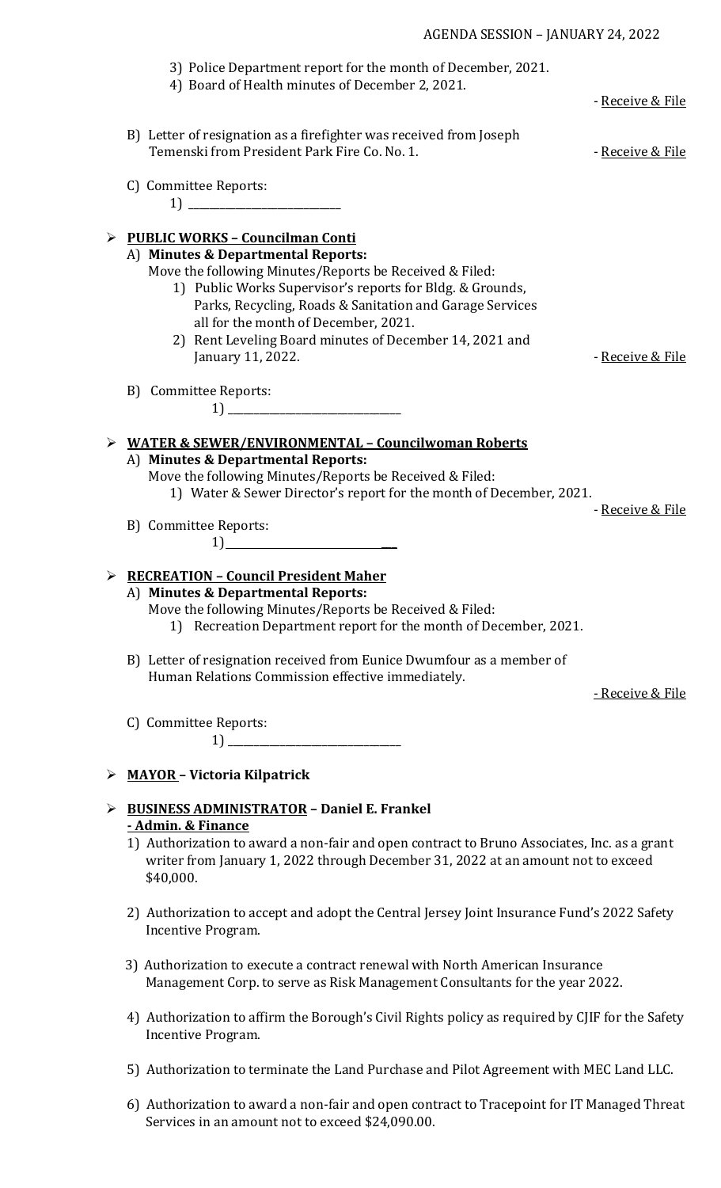3) Police Department report for the month of December, 2021.
4) Board of Health minutes of December 2, 2021.

- Receive & File

B) Letter of resignation as a firefighter was received from Joseph Temenski from President Park Fire Co. No. 1. - Receive & File

C) Committee Reports:
1) ____________________________

- **PUBLIC WORKS – Councilman Conti**

A) **Minutes & Departmental Reports:**
Move the following Minutes/Reports be Received & Filed:
1) Public Works Supervisor's reports for Bldg. & Grounds, Parks, Recycling, Roads & Sanitation and Garage Services all for the month of December, 2021.
2) Rent Leveling Board minutes of December 14, 2021 and January 11, 2022. - Receive & File

B) Committee Reports:
1) ________________________________

- **WATER & SEWER/ENVIRONMENTAL – Councilwoman Roberts**

A) **Minutes & Departmental Reports:**
Move the following Minutes/Reports be Received & Filed:
1) Water & Sewer Director's report for the month of December, 2021.

- Receive & File

B) Committee Reports:
1) ____________________________

- **RECREATION – Council President Maher**

A) **Minutes & Departmental Reports:**
Move the following Minutes/Reports be Received & Filed:
1) Recreation Department report for the month of December, 2021.

B) Letter of resignation received from Eunice Dwumfour as a member of Human Relations Commission effective immediately.

- Receive & File

C) Committee Reports:
1) ________________________________

- **MAYOR – Victoria Kilpatrick**

- **BUSINESS ADMINISTRATOR – Daniel E. Frankel**
  **- Admin. & Finance**

1) Authorization to award a non-fair and open contract to Bruno Associates, Inc. as a grant writer from January 1, 2022 through December 31, 2022 at an amount not to exceed $40,000.

2) Authorization to accept and adopt the Central Jersey Joint Insurance Fund's 2022 Safety Incentive Program.

3) Authorization to execute a contract renewal with North American Insurance Management Corp. to serve as Risk Management Consultants for the year 2022.

4) Authorization to affirm the Borough's Civil Rights policy as required by CJIF for the Safety Incentive Program.

5) Authorization to terminate the Land Purchase and Pilot Agreement with MEC Land LLC.

6) Authorization to award a non-fair and open contract to Tracepoint for IT Managed Threat Services in an amount not to exceed $24,090.00.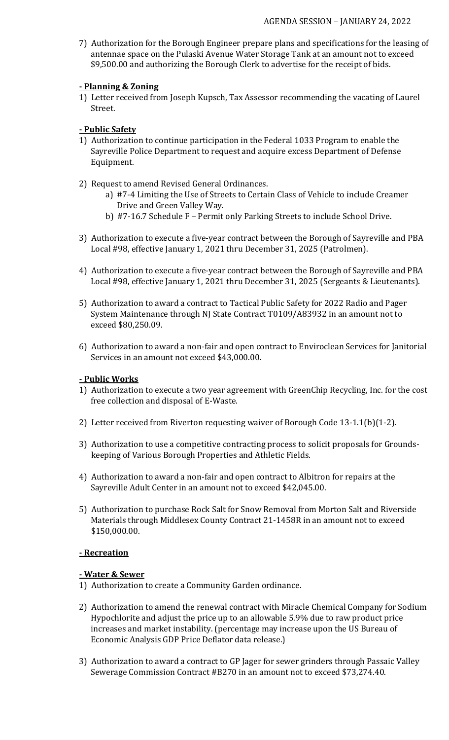7) Authorization for the Borough Engineer prepare plans and specifications for the leasing of antennae space on the Pulaski Avenue Water Storage Tank at an amount not to exceed $9,500.00 and authorizing the Borough Clerk to advertise for the receipt of bids.

**- Planning & Zoning**

1) Letter received from Joseph Kupsch, Tax Assessor recommending the vacating of Laurel Street.

**- Public Safety**

1) Authorization to continue participation in the Federal 1033 Program to enable the Sayreville Police Department to request and acquire excess Department of Defense Equipment.

2) Request to amend Revised General Ordinances.
    a) #7-4 Limiting the Use of Streets to Certain Class of Vehicle to include Creamer Drive and Green Valley Way.
    b) #7-16.7 Schedule F – Permit only Parking Streets to include School Drive.

3) Authorization to execute a five-year contract between the Borough of Sayreville and PBA Local #98, effective January 1, 2021 thru December 31, 2025 (Patrolmen).

4) Authorization to execute a five-year contract between the Borough of Sayreville and PBA Local #98, effective January 1, 2021 thru December 31, 2025 (Sergeants & Lieutenants).

5) Authorization to award a contract to Tactical Public Safety for 2022 Radio and Pager System Maintenance through NJ State Contract T0109/A83932 in an amount not to exceed $80,250.09.

6) Authorization to award a non-fair and open contract to Enviroclean Services for Janitorial Services in an amount not exceed $43,000.00.

**- Public Works**

1) Authorization to execute a two year agreement with GreenChip Recycling, Inc. for the cost free collection and disposal of E-Waste.

2) Letter received from Riverton requesting waiver of Borough Code 13-1.1(b)(1-2).

3) Authorization to use a competitive contracting process to solicit proposals for Grounds-keeping of Various Borough Properties and Athletic Fields.

4) Authorization to award a non-fair and open contract to Albitron for repairs at the Sayreville Adult Center in an amount not to exceed $42,045.00.

5) Authorization to purchase Rock Salt for Snow Removal from Morton Salt and Riverside Materials through Middlesex County Contract 21-1458R in an amount not to exceed $150,000.00.

**- Recreation**

**- Water & Sewer**

1) Authorization to create a Community Garden ordinance.

2) Authorization to amend the renewal contract with Miracle Chemical Company for Sodium Hypochlorite and adjust the price up to an allowable 5.9% due to raw product price increases and market instability. (percentage may increase upon the US Bureau of Economic Analysis GDP Price Deflator data release.)

3) Authorization to award a contract to GP Jager for sewer grinders through Passaic Valley Sewerage Commission Contract #B270 in an amount not to exceed $73,274.40.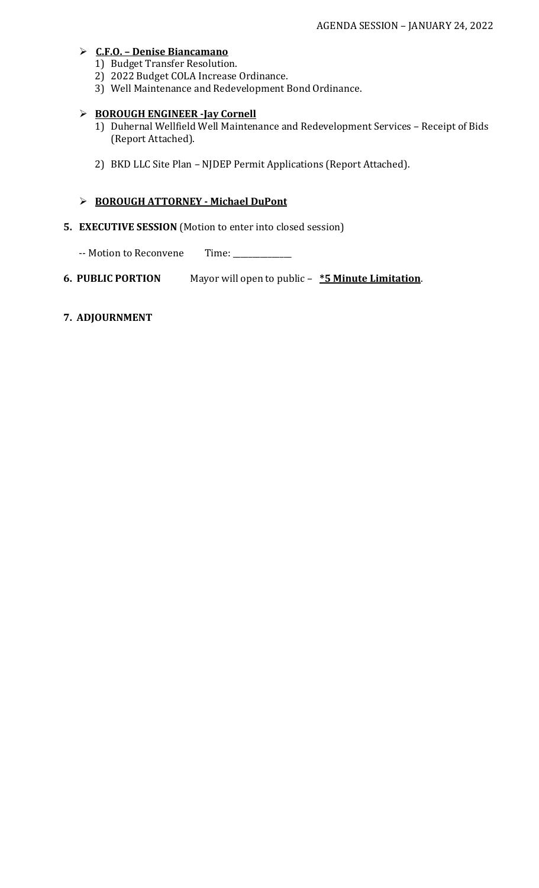- **C.F.O. – Denise Biancamano**
  1) Budget Transfer Resolution.
  2) 2022 Budget COLA Increase Ordinance.
  3) Well Maintenance and Redevelopment Bond Ordinance.

- **BOROUGH ENGINEER -Jay Cornell**
  1) Duhernal Wellfield Well Maintenance and Redevelopment Services – Receipt of Bids (Report Attached).

  2) BKD LLC Site Plan – NJDEP Permit Applications (Report Attached).

- **BOROUGH ATTORNEY - Michael DuPont**

**5. EXECUTIVE SESSION** (Motion to enter into closed session)

-- Motion to Reconvene Time: _______________

**6. PUBLIC PORTION** Mayor will open to public – **\*5 Minute Limitation**.

**7. ADJOURNMENT**